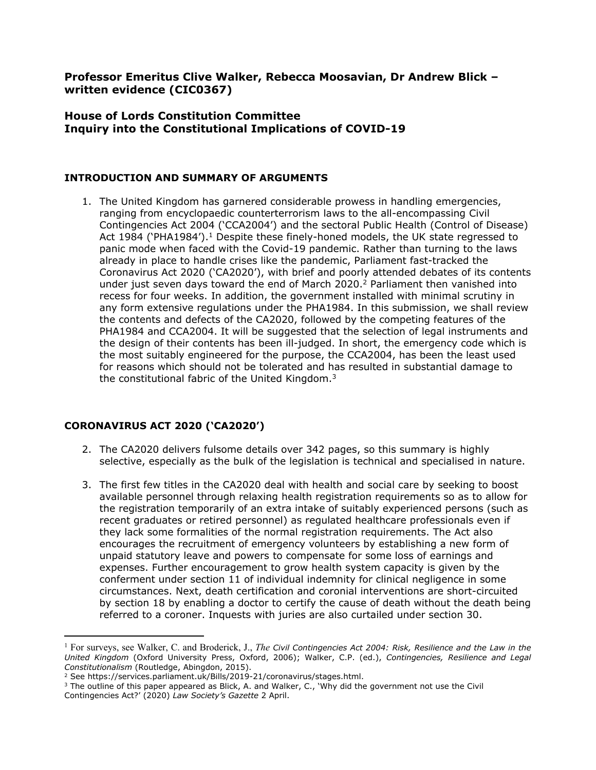**Professor Emeritus Clive Walker, Rebecca Moosavian, Dr Andrew Blick – written evidence (CIC0367)**

**House of Lords Constitution Committee**
**Inquiry into the Constitutional Implications of COVID-19**

## INTRODUCTION AND SUMMARY OF ARGUMENTS

1. The United Kingdom has garnered considerable prowess in handling emergencies, ranging from encyclopaedic counterterrorism laws to the all-encompassing Civil Contingencies Act 2004 ('CCA2004') and the sectoral Public Health (Control of Disease) Act 1984 ('PHA1984').[1] Despite these finely-honed models, the UK state regressed to panic mode when faced with the Covid-19 pandemic. Rather than turning to the laws already in place to handle crises like the pandemic, Parliament fast-tracked the Coronavirus Act 2020 ('CA2020'), with brief and poorly attended debates of its contents under just seven days toward the end of March 2020.[2] Parliament then vanished into recess for four weeks. In addition, the government installed with minimal scrutiny in any form extensive regulations under the PHA1984. In this submission, we shall review the contents and defects of the CA2020, followed by the competing features of the PHA1984 and CCA2004. It will be suggested that the selection of legal instruments and the design of their contents has been ill-judged. In short, the emergency code which is the most suitably engineered for the purpose, the CCA2004, has been the least used for reasons which should not be tolerated and has resulted in substantial damage to the constitutional fabric of the United Kingdom.[3]

## CORONAVIRUS ACT 2020 ('CA2020')

2. The CA2020 delivers fulsome details over 342 pages, so this summary is highly selective, especially as the bulk of the legislation is technical and specialised in nature.

3. The first few titles in the CA2020 deal with health and social care by seeking to boost available personnel through relaxing health registration requirements so as to allow for the registration temporarily of an extra intake of suitably experienced persons (such as recent graduates or retired personnel) as regulated healthcare professionals even if they lack some formalities of the normal registration requirements. The Act also encourages the recruitment of emergency volunteers by establishing a new form of unpaid statutory leave and powers to compensate for some loss of earnings and expenses. Further encouragement to grow health system capacity is given by the conferment under section 11 of individual indemnity for clinical negligence in some circumstances. Next, death certification and coronial interventions are short-circuited by section 18 by enabling a doctor to certify the cause of death without the death being referred to a coroner. Inquests with juries are also curtailed under section 30.

---

[1] For surveys, see Walker, C. and Broderick, J., *The Civil Contingencies Act 2004: Risk, Resilience and the Law in the United Kingdom* (Oxford University Press, Oxford, 2006); Walker, C.P. (ed.), *Contingencies, Resilience and Legal Constitutionalism* (Routledge, Abingdon, 2015).

[2] See https://services.parliament.uk/Bills/2019-21/coronavirus/stages.html.

[3] The outline of this paper appeared as Blick, A. and Walker, C., 'Why did the government not use the Civil Contingencies Act?' (2020) *Law Society's Gazette* 2 April.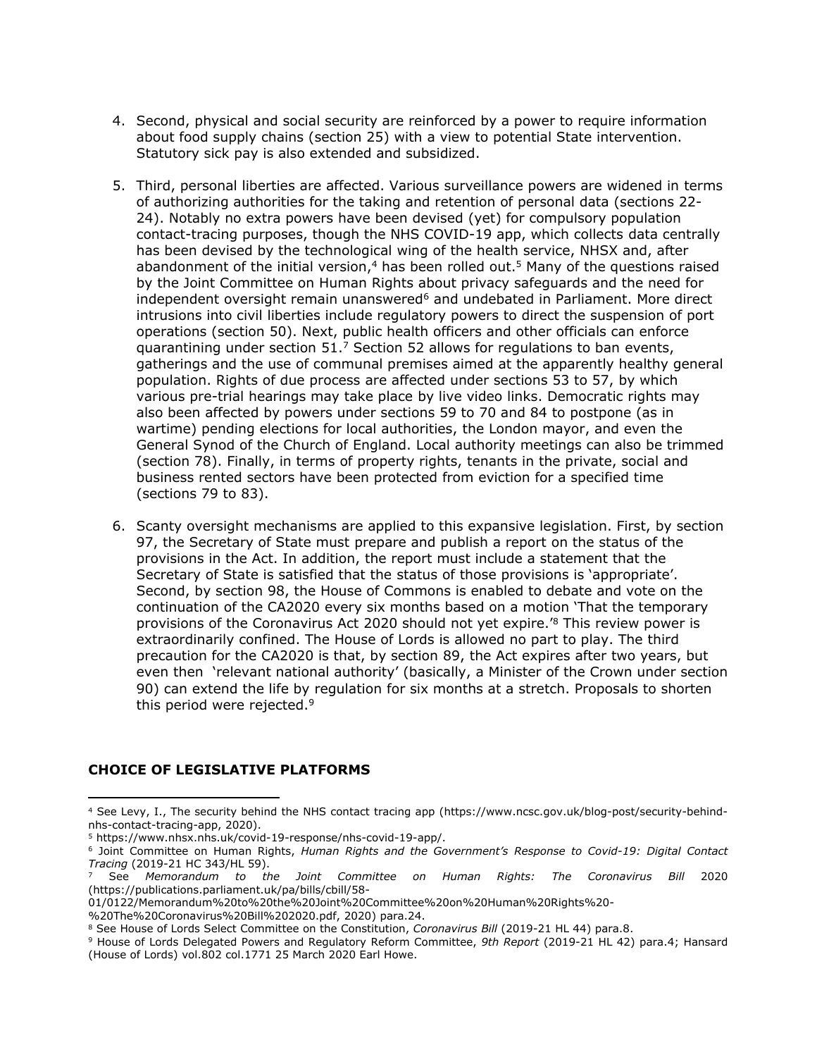4. Second, physical and social security are reinforced by a power to require information about food supply chains (section 25) with a view to potential State intervention. Statutory sick pay is also extended and subsidized.

5. Third, personal liberties are affected. Various surveillance powers are widened in terms of authorizing authorities for the taking and retention of personal data (sections 22-24). Notably no extra powers have been devised (yet) for compulsory population contact-tracing purposes, though the NHS COVID-19 app, which collects data centrally has been devised by the technological wing of the health service, NHSX and, after abandonment of the initial version,[4] has been rolled out.[5] Many of the questions raised by the Joint Committee on Human Rights about privacy safeguards and the need for independent oversight remain unanswered[6] and undebated in Parliament. More direct intrusions into civil liberties include regulatory powers to direct the suspension of port operations (section 50). Next, public health officers and other officials can enforce quarantining under section 51.[7] Section 52 allows for regulations to ban events, gatherings and the use of communal premises aimed at the apparently healthy general population. Rights of due process are affected under sections 53 to 57, by which various pre-trial hearings may take place by live video links. Democratic rights may also been affected by powers under sections 59 to 70 and 84 to postpone (as in wartime) pending elections for local authorities, the London mayor, and even the General Synod of the Church of England. Local authority meetings can also be trimmed (section 78). Finally, in terms of property rights, tenants in the private, social and business rented sectors have been protected from eviction for a specified time (sections 79 to 83).

6. Scanty oversight mechanisms are applied to this expansive legislation. First, by section 97, the Secretary of State must prepare and publish a report on the status of the provisions in the Act. In addition, the report must include a statement that the Secretary of State is satisfied that the status of those provisions is 'appropriate'. Second, by section 98, the House of Commons is enabled to debate and vote on the continuation of the CA2020 every six months based on a motion 'That the temporary provisions of the Coronavirus Act 2020 should not yet expire.'[8] This review power is extraordinarily confined. The House of Lords is allowed no part to play. The third precaution for the CA2020 is that, by section 89, the Act expires after two years, but even then 'relevant national authority' (basically, a Minister of the Crown under section 90) can extend the life by regulation for six months at a stretch. Proposals to shorten this period were rejected.[9]

**CHOICE OF LEGISLATIVE PLATFORMS**

---

[4] See Levy, I., The security behind the NHS contact tracing app (https://www.ncsc.gov.uk/blog-post/security-behind-nhs-contact-tracing-app, 2020).

[5] https://www.nhsx.nhs.uk/covid-19-response/nhs-covid-19-app/.

[6] Joint Committee on Human Rights, *Human Rights and the Government's Response to Covid-19: Digital Contact Tracing* (2019-21 HC 343/HL 59).

[7] See *Memorandum to the Joint Committee on Human Rights: The Coronavirus Bill* 2020 (https://publications.parliament.uk/pa/bills/cbill/58-01/0122/Memorandum%20to%20the%20Joint%20Committee%20on%20Human%20Rights%20-%20The%20Coronavirus%20Bill%202020.pdf, 2020) para.24.

[8] See House of Lords Select Committee on the Constitution, *Coronavirus Bill* (2019-21 HL 44) para.8.

[9] House of Lords Delegated Powers and Regulatory Reform Committee, *9th Report* (2019-21 HL 42) para.4; Hansard (House of Lords) vol.802 col.1771 25 March 2020 Earl Howe.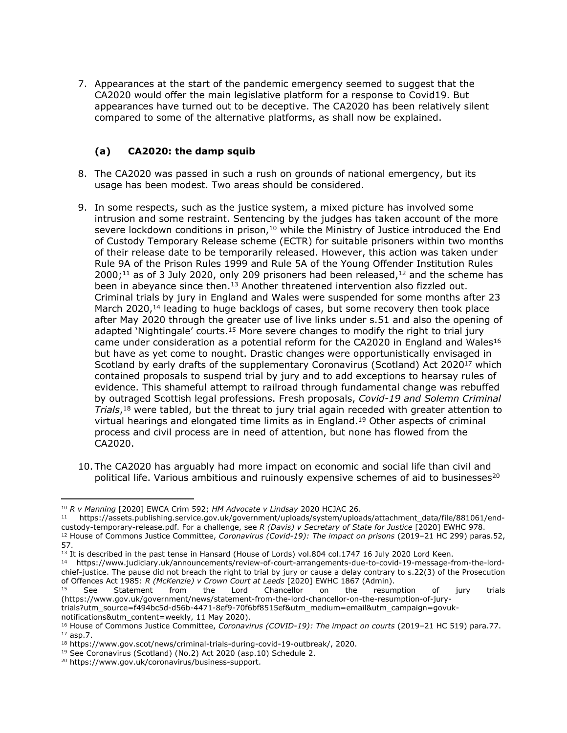7. Appearances at the start of the pandemic emergency seemed to suggest that the CA2020 would offer the main legislative platform for a response to Covid19. But appearances have turned out to be deceptive. The CA2020 has been relatively silent compared to some of the alternative platforms, as shall now be explained.

### (a) CA2020: the damp squib

8. The CA2020 was passed in such a rush on grounds of national emergency, but its usage has been modest. Two areas should be considered.

9. In some respects, such as the justice system, a mixed picture has involved some intrusion and some restraint. Sentencing by the judges has taken account of the more severe lockdown conditions in prison,[10] while the Ministry of Justice introduced the End of Custody Temporary Release scheme (ECTR) for suitable prisoners within two months of their release date to be temporarily released. However, this action was taken under Rule 9A of the Prison Rules 1999 and Rule 5A of the Young Offender Institution Rules 2000;[11] as of 3 July 2020, only 209 prisoners had been released,[12] and the scheme has been in abeyance since then.[13] Another threatened intervention also fizzled out. Criminal trials by jury in England and Wales were suspended for some months after 23 March 2020,[14] leading to huge backlogs of cases, but some recovery then took place after May 2020 through the greater use of live links under s.51 and also the opening of adapted 'Nightingale' courts.[15] More severe changes to modify the right to trial jury came under consideration as a potential reform for the CA2020 in England and Wales[16] but have as yet come to nought. Drastic changes were opportunistically envisaged in Scotland by early drafts of the supplementary Coronavirus (Scotland) Act 2020[17] which contained proposals to suspend trial by jury and to add exceptions to hearsay rules of evidence. This shameful attempt to railroad through fundamental change was rebuffed by outraged Scottish legal professions. Fresh proposals, *Covid-19 and Solemn Criminal Trials*,[18] were tabled, but the threat to jury trial again receded with greater attention to virtual hearings and elongated time limits as in England.[19] Other aspects of criminal process and civil process are in need of attention, but none has flowed from the CA2020.

10. The CA2020 has arguably had more impact on economic and social life than civil and political life. Various ambitious and ruinously expensive schemes of aid to businesses[20]

---

[10] *R v Manning* [2020] EWCA Crim 592; *HM Advocate v Lindsay* 2020 HCJAC 26.

[11] https://assets.publishing.service.gov.uk/government/uploads/system/uploads/attachment_data/file/881061/end-custody-temporary-release.pdf. For a challenge, see *R (Davis) v Secretary of State for Justice* [2020] EWHC 978.

[12] House of Commons Justice Committee, *Coronavirus (Covid-19): The impact on prisons* (2019–21 HC 299) paras.52, 57.

[13] It is described in the past tense in Hansard (House of Lords) vol.804 col.1747 16 July 2020 Lord Keen.

[14] https://www.judiciary.uk/announcements/review-of-court-arrangements-due-to-covid-19-message-from-the-lord-chief-justice. The pause did not breach the right to trial by jury or cause a delay contrary to s.22(3) of the Prosecution of Offences Act 1985: *R (McKenzie) v Crown Court at Leeds* [2020] EWHC 1867 (Admin).

[15] See Statement from the Lord Chancellor on the resumption of jury trials (https://www.gov.uk/government/news/statement-from-the-lord-chancellor-on-the-resumption-of-jury-trials?utm_source=f494bc5d-d56b-4471-8ef9-70f6bf8515ef&utm_medium=email&utm_campaign=govuk-notifications&utm_content=weekly, 11 May 2020).

[16] House of Commons Justice Committee, *Coronavirus (COVID-19): The impact on courts* (2019–21 HC 519) para.77.

[17] asp.7.

[18] https://www.gov.scot/news/criminal-trials-during-covid-19-outbreak/, 2020.

[19] See Coronavirus (Scotland) (No.2) Act 2020 (asp.10) Schedule 2.

[20] https://www.gov.uk/coronavirus/business-support.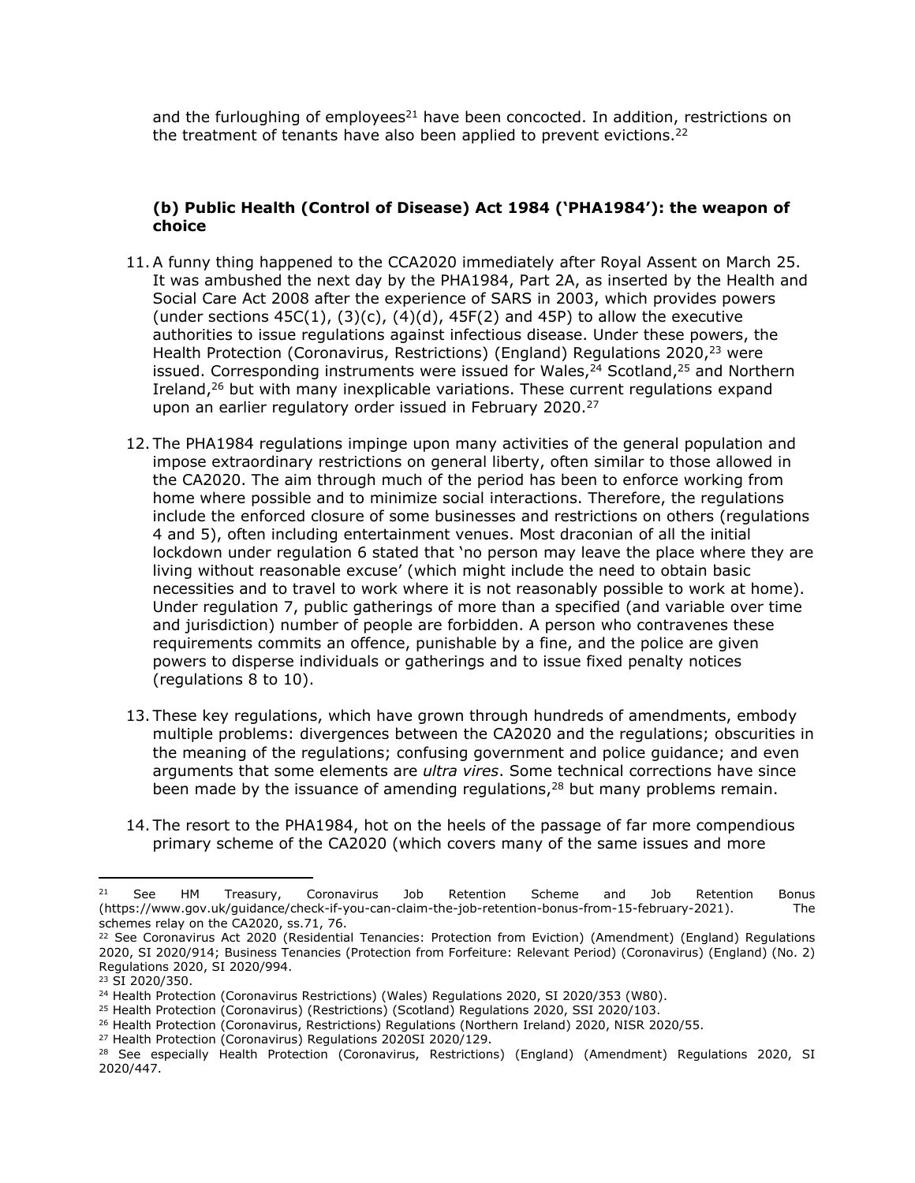and the furloughing of employees[21] have been concocted. In addition, restrictions on the treatment of tenants have also been applied to prevent evictions.[22]

### (b) Public Health (Control of Disease) Act 1984 ('PHA1984'): the weapon of choice

11. A funny thing happened to the CCA2020 immediately after Royal Assent on March 25. It was ambushed the next day by the PHA1984, Part 2A, as inserted by the Health and Social Care Act 2008 after the experience of SARS in 2003, which provides powers (under sections 45C(1), (3)(c), (4)(d), 45F(2) and 45P) to allow the executive authorities to issue regulations against infectious disease. Under these powers, the Health Protection (Coronavirus, Restrictions) (England) Regulations 2020,[23] were issued. Corresponding instruments were issued for Wales,[24] Scotland,[25] and Northern Ireland,[26] but with many inexplicable variations. These current regulations expand upon an earlier regulatory order issued in February 2020.[27]

12. The PHA1984 regulations impinge upon many activities of the general population and impose extraordinary restrictions on general liberty, often similar to those allowed in the CA2020. The aim through much of the period has been to enforce working from home where possible and to minimize social interactions. Therefore, the regulations include the enforced closure of some businesses and restrictions on others (regulations 4 and 5), often including entertainment venues. Most draconian of all the initial lockdown under regulation 6 stated that 'no person may leave the place where they are living without reasonable excuse' (which might include the need to obtain basic necessities and to travel to work where it is not reasonably possible to work at home). Under regulation 7, public gatherings of more than a specified (and variable over time and jurisdiction) number of people are forbidden. A person who contravenes these requirements commits an offence, punishable by a fine, and the police are given powers to disperse individuals or gatherings and to issue fixed penalty notices (regulations 8 to 10).

13. These key regulations, which have grown through hundreds of amendments, embody multiple problems: divergences between the CA2020 and the regulations; obscurities in the meaning of the regulations; confusing government and police guidance; and even arguments that some elements are *ultra vires*. Some technical corrections have since been made by the issuance of amending regulations,[28] but many problems remain.

14. The resort to the PHA1984, hot on the heels of the passage of far more compendious primary scheme of the CA2020 (which covers many of the same issues and more

---

[21] See HM Treasury, Coronavirus Job Retention Scheme and Job Retention Bonus (https://www.gov.uk/guidance/check-if-you-can-claim-the-job-retention-bonus-from-15-february-2021). The schemes relay on the CA2020, ss.71, 76.

[22] See Coronavirus Act 2020 (Residential Tenancies: Protection from Eviction) (Amendment) (England) Regulations 2020, SI 2020/914; Business Tenancies (Protection from Forfeiture: Relevant Period) (Coronavirus) (England) (No. 2) Regulations 2020, SI 2020/994.

[23] SI 2020/350.

[24] Health Protection (Coronavirus Restrictions) (Wales) Regulations 2020, SI 2020/353 (W80).

[25] Health Protection (Coronavirus) (Restrictions) (Scotland) Regulations 2020, SSI 2020/103.

[26] Health Protection (Coronavirus, Restrictions) Regulations (Northern Ireland) 2020, NISR 2020/55.

[27] Health Protection (Coronavirus) Regulations 2020SI 2020/129.

[28] See especially Health Protection (Coronavirus, Restrictions) (England) (Amendment) Regulations 2020, SI 2020/447.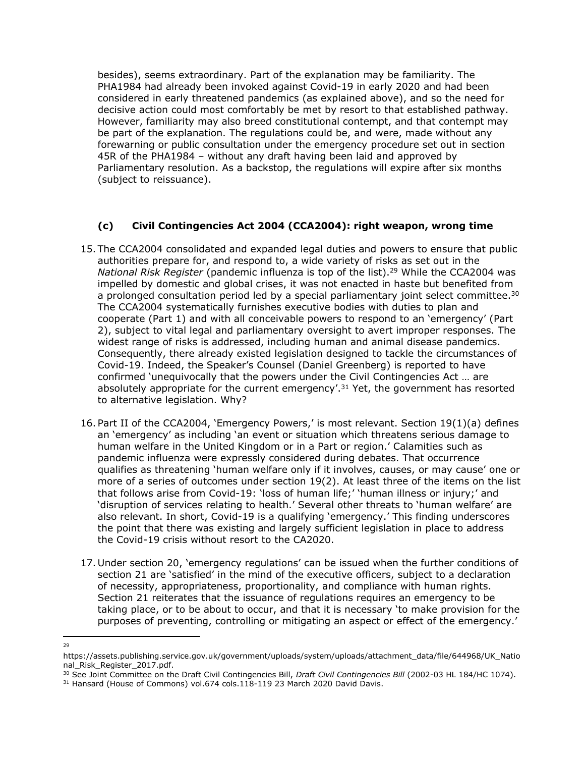besides), seems extraordinary. Part of the explanation may be familiarity. The PHA1984 had already been invoked against Covid-19 in early 2020 and had been considered in early threatened pandemics (as explained above), and so the need for decisive action could most comfortably be met by resort to that established pathway. However, familiarity may also breed constitutional contempt, and that contempt may be part of the explanation. The regulations could be, and were, made without any forewarning or public consultation under the emergency procedure set out in section 45R of the PHA1984 – without any draft having been laid and approved by Parliamentary resolution. As a backstop, the regulations will expire after six months (subject to reissuance).

### (c) Civil Contingencies Act 2004 (CCA2004): right weapon, wrong time

15. The CCA2004 consolidated and expanded legal duties and powers to ensure that public authorities prepare for, and respond to, a wide variety of risks as set out in the *National Risk Register* (pandemic influenza is top of the list).[29] While the CCA2004 was impelled by domestic and global crises, it was not enacted in haste but benefited from a prolonged consultation period led by a special parliamentary joint select committee.[30] The CCA2004 systematically furnishes executive bodies with duties to plan and cooperate (Part 1) and with all conceivable powers to respond to an 'emergency' (Part 2), subject to vital legal and parliamentary oversight to avert improper responses. The widest range of risks is addressed, including human and animal disease pandemics. Consequently, there already existed legislation designed to tackle the circumstances of Covid-19. Indeed, the Speaker's Counsel (Daniel Greenberg) is reported to have confirmed 'unequivocally that the powers under the Civil Contingencies Act … are absolutely appropriate for the current emergency'.[31] Yet, the government has resorted to alternative legislation. Why?

16. Part II of the CCA2004, 'Emergency Powers,' is most relevant. Section 19(1)(a) defines an 'emergency' as including 'an event or situation which threatens serious damage to human welfare in the United Kingdom or in a Part or region.' Calamities such as pandemic influenza were expressly considered during debates. That occurrence qualifies as threatening 'human welfare only if it involves, causes, or may cause' one or more of a series of outcomes under section 19(2). At least three of the items on the list that follows arise from Covid-19: 'loss of human life;' 'human illness or injury;' and 'disruption of services relating to health.' Several other threats to 'human welfare' are also relevant. In short, Covid-19 is a qualifying 'emergency.' This finding underscores the point that there was existing and largely sufficient legislation in place to address the Covid-19 crisis without resort to the CA2020.

17. Under section 20, 'emergency regulations' can be issued when the further conditions of section 21 are 'satisfied' in the mind of the executive officers, subject to a declaration of necessity, appropriateness, proportionality, and compliance with human rights. Section 21 reiterates that the issuance of regulations requires an emergency to be taking place, or to be about to occur, and that it is necessary 'to make provision for the purposes of preventing, controlling or mitigating an aspect or effect of the emergency.'

---

[29] https://assets.publishing.service.gov.uk/government/uploads/system/uploads/attachment_data/file/644968/UK_National_Risk_Register_2017.pdf.

[30] See Joint Committee on the Draft Civil Contingencies Bill, *Draft Civil Contingencies Bill* (2002-03 HL 184/HC 1074).

[31] Hansard (House of Commons) vol.674 cols.118-119 23 March 2020 David Davis.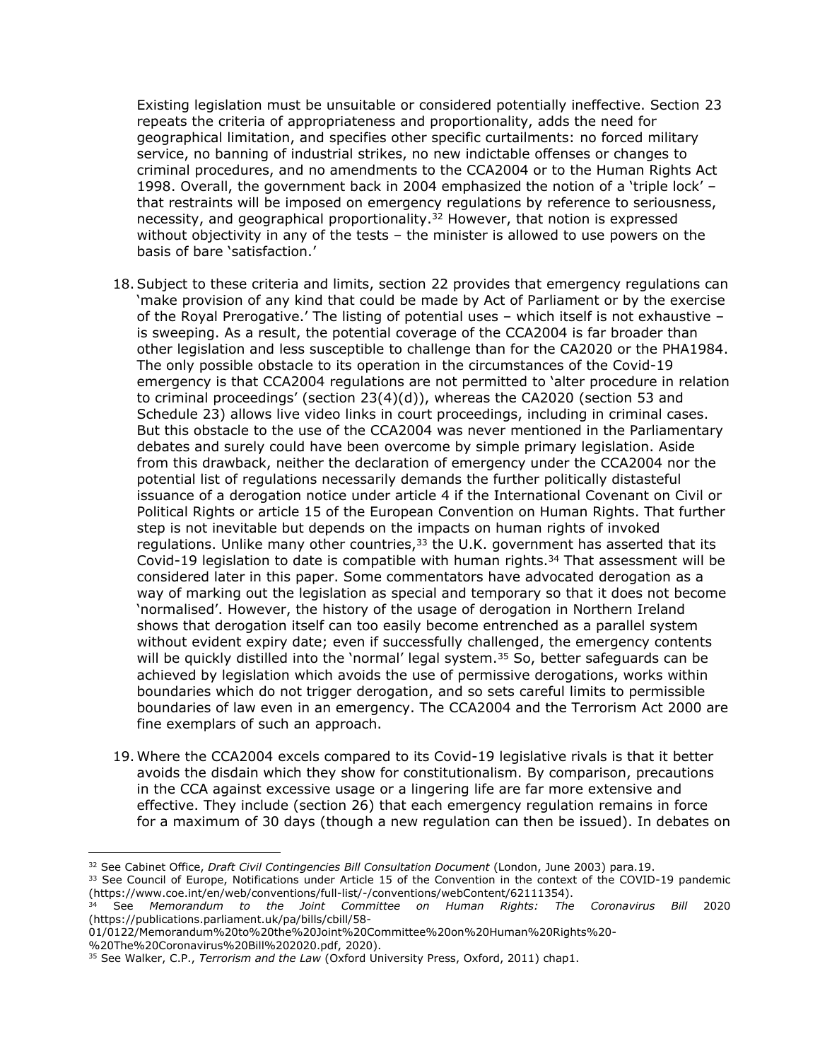Existing legislation must be unsuitable or considered potentially ineffective. Section 23 repeats the criteria of appropriateness and proportionality, adds the need for geographical limitation, and specifies other specific curtailments: no forced military service, no banning of industrial strikes, no new indictable offenses or changes to criminal procedures, and no amendments to the CCA2004 or to the Human Rights Act 1998. Overall, the government back in 2004 emphasized the notion of a 'triple lock' – that restraints will be imposed on emergency regulations by reference to seriousness, necessity, and geographical proportionality.[32] However, that notion is expressed without objectivity in any of the tests – the minister is allowed to use powers on the basis of bare 'satisfaction.'

18. Subject to these criteria and limits, section 22 provides that emergency regulations can 'make provision of any kind that could be made by Act of Parliament or by the exercise of the Royal Prerogative.' The listing of potential uses – which itself is not exhaustive – is sweeping. As a result, the potential coverage of the CCA2004 is far broader than other legislation and less susceptible to challenge than for the CA2020 or the PHA1984. The only possible obstacle to its operation in the circumstances of the Covid-19 emergency is that CCA2004 regulations are not permitted to 'alter procedure in relation to criminal proceedings' (section 23(4)(d)), whereas the CA2020 (section 53 and Schedule 23) allows live video links in court proceedings, including in criminal cases. But this obstacle to the use of the CCA2004 was never mentioned in the Parliamentary debates and surely could have been overcome by simple primary legislation. Aside from this drawback, neither the declaration of emergency under the CCA2004 nor the potential list of regulations necessarily demands the further politically distasteful issuance of a derogation notice under article 4 if the International Covenant on Civil or Political Rights or article 15 of the European Convention on Human Rights. That further step is not inevitable but depends on the impacts on human rights of invoked regulations. Unlike many other countries,[33] the U.K. government has asserted that its Covid-19 legislation to date is compatible with human rights.[34] That assessment will be considered later in this paper. Some commentators have advocated derogation as a way of marking out the legislation as special and temporary so that it does not become 'normalised'. However, the history of the usage of derogation in Northern Ireland shows that derogation itself can too easily become entrenched as a parallel system without evident expiry date; even if successfully challenged, the emergency contents will be quickly distilled into the 'normal' legal system.[35] So, better safeguards can be achieved by legislation which avoids the use of permissive derogations, works within boundaries which do not trigger derogation, and so sets careful limits to permissible boundaries of law even in an emergency. The CCA2004 and the Terrorism Act 2000 are fine exemplars of such an approach.

19. Where the CCA2004 excels compared to its Covid-19 legislative rivals is that it better avoids the disdain which they show for constitutionalism. By comparison, precautions in the CCA against excessive usage or a lingering life are far more extensive and effective. They include (section 26) that each emergency regulation remains in force for a maximum of 30 days (though a new regulation can then be issued). In debates on

---

[32] See Cabinet Office, *Draft Civil Contingencies Bill Consultation Document* (London, June 2003) para.19.

[33] See Council of Europe, Notifications under Article 15 of the Convention in the context of the COVID-19 pandemic (https://www.coe.int/en/web/conventions/full-list/-/conventions/webContent/62111354).

[34] See *Memorandum to the Joint Committee on Human Rights: The Coronavirus Bill* 2020 (https://publications.parliament.uk/pa/bills/cbill/58-01/0122/Memorandum%20to%20the%20Joint%20Committee%20on%20Human%20Rights%20-%20The%20Coronavirus%20Bill%202020.pdf, 2020).

[35] See Walker, C.P., *Terrorism and the Law* (Oxford University Press, Oxford, 2011) chap1.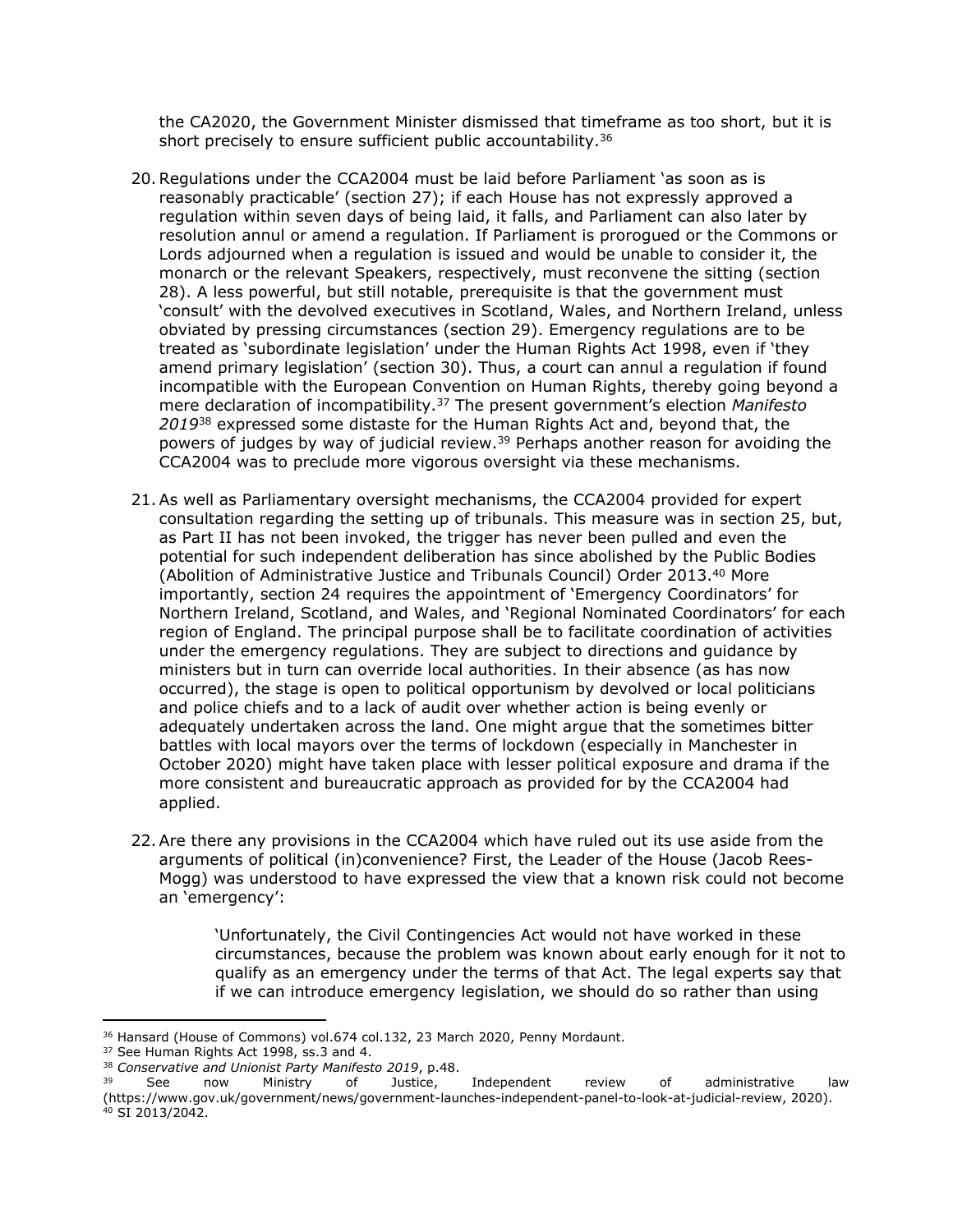the CA2020, the Government Minister dismissed that timeframe as too short, but it is short precisely to ensure sufficient public accountability.[36]

20. Regulations under the CCA2004 must be laid before Parliament 'as soon as is reasonably practicable' (section 27); if each House has not expressly approved a regulation within seven days of being laid, it falls, and Parliament can also later by resolution annul or amend a regulation. If Parliament is prorogued or the Commons or Lords adjourned when a regulation is issued and would be unable to consider it, the monarch or the relevant Speakers, respectively, must reconvene the sitting (section 28). A less powerful, but still notable, prerequisite is that the government must 'consult' with the devolved executives in Scotland, Wales, and Northern Ireland, unless obviated by pressing circumstances (section 29). Emergency regulations are to be treated as 'subordinate legislation' under the Human Rights Act 1998, even if 'they amend primary legislation' (section 30). Thus, a court can annul a regulation if found incompatible with the European Convention on Human Rights, thereby going beyond a mere declaration of incompatibility.[37] The present government's election *Manifesto 2019*[38] expressed some distaste for the Human Rights Act and, beyond that, the powers of judges by way of judicial review.[39] Perhaps another reason for avoiding the CCA2004 was to preclude more vigorous oversight via these mechanisms.

21. As well as Parliamentary oversight mechanisms, the CCA2004 provided for expert consultation regarding the setting up of tribunals. This measure was in section 25, but, as Part II has not been invoked, the trigger has never been pulled and even the potential for such independent deliberation has since abolished by the Public Bodies (Abolition of Administrative Justice and Tribunals Council) Order 2013.[40] More importantly, section 24 requires the appointment of 'Emergency Coordinators' for Northern Ireland, Scotland, and Wales, and 'Regional Nominated Coordinators' for each region of England. The principal purpose shall be to facilitate coordination of activities under the emergency regulations. They are subject to directions and guidance by ministers but in turn can override local authorities. In their absence (as has now occurred), the stage is open to political opportunism by devolved or local politicians and police chiefs and to a lack of audit over whether action is being evenly or adequately undertaken across the land. One might argue that the sometimes bitter battles with local mayors over the terms of lockdown (especially in Manchester in October 2020) might have taken place with lesser political exposure and drama if the more consistent and bureaucratic approach as provided for by the CCA2004 had applied.

22. Are there any provisions in the CCA2004 which have ruled out its use aside from the arguments of political (in)convenience? First, the Leader of the House (Jacob Rees-Mogg) was understood to have expressed the view that a known risk could not become an 'emergency':

> 'Unfortunately, the Civil Contingencies Act would not have worked in these circumstances, because the problem was known about early enough for it not to qualify as an emergency under the terms of that Act. The legal experts say that if we can introduce emergency legislation, we should do so rather than using

---

[36] Hansard (House of Commons) vol.674 col.132, 23 March 2020, Penny Mordaunt.

[37] See Human Rights Act 1998, ss.3 and 4.

[38] *Conservative and Unionist Party Manifesto 2019*, p.48.

[39] See now Ministry of Justice, Independent review of administrative law (https://www.gov.uk/government/news/government-launches-independent-panel-to-look-at-judicial-review, 2020).

[40] SI 2013/2042.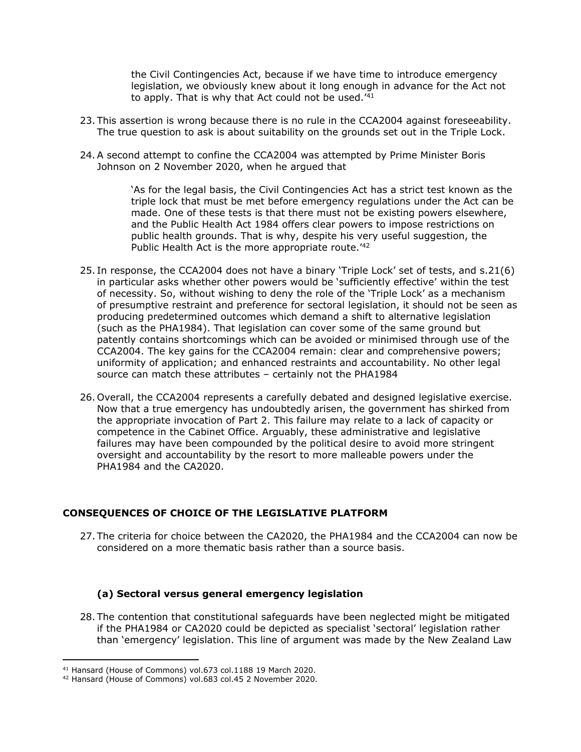> the Civil Contingencies Act, because if we have time to introduce emergency legislation, we obviously knew about it long enough in advance for the Act not to apply. That is why that Act could not be used.'[41]

23. This assertion is wrong because there is no rule in the CCA2004 against foreseeability. The true question to ask is about suitability on the grounds set out in the Triple Lock.

24. A second attempt to confine the CCA2004 was attempted by Prime Minister Boris Johnson on 2 November 2020, when he argued that

> 'As for the legal basis, the Civil Contingencies Act has a strict test known as the triple lock that must be met before emergency regulations under the Act can be made. One of these tests is that there must not be existing powers elsewhere, and the Public Health Act 1984 offers clear powers to impose restrictions on public health grounds. That is why, despite his very useful suggestion, the Public Health Act is the more appropriate route.'[42]

25. In response, the CCA2004 does not have a binary 'Triple Lock' set of tests, and s.21(6) in particular asks whether other powers would be 'sufficiently effective' within the test of necessity. So, without wishing to deny the role of the 'Triple Lock' as a mechanism of presumptive restraint and preference for sectoral legislation, it should not be seen as producing predetermined outcomes which demand a shift to alternative legislation (such as the PHA1984). That legislation can cover some of the same ground but patently contains shortcomings which can be avoided or minimised through use of the CCA2004. The key gains for the CCA2004 remain: clear and comprehensive powers; uniformity of application; and enhanced restraints and accountability. No other legal source can match these attributes – certainly not the PHA1984

26. Overall, the CCA2004 represents a carefully debated and designed legislative exercise. Now that a true emergency has undoubtedly arisen, the government has shirked from the appropriate invocation of Part 2. This failure may relate to a lack of capacity or competence in the Cabinet Office. Arguably, these administrative and legislative failures may have been compounded by the political desire to avoid more stringent oversight and accountability by the resort to more malleable powers under the PHA1984 and the CA2020.

## CONSEQUENCES OF CHOICE OF THE LEGISLATIVE PLATFORM

27. The criteria for choice between the CA2020, the PHA1984 and the CCA2004 can now be considered on a more thematic basis rather than a source basis.

### (a) Sectoral versus general emergency legislation

28. The contention that constitutional safeguards have been neglected might be mitigated if the PHA1984 or CA2020 could be depicted as specialist 'sectoral' legislation rather than 'emergency' legislation. This line of argument was made by the New Zealand Law

---

[41] Hansard (House of Commons) vol.673 col.1188 19 March 2020.

[42] Hansard (House of Commons) vol.683 col.45 2 November 2020.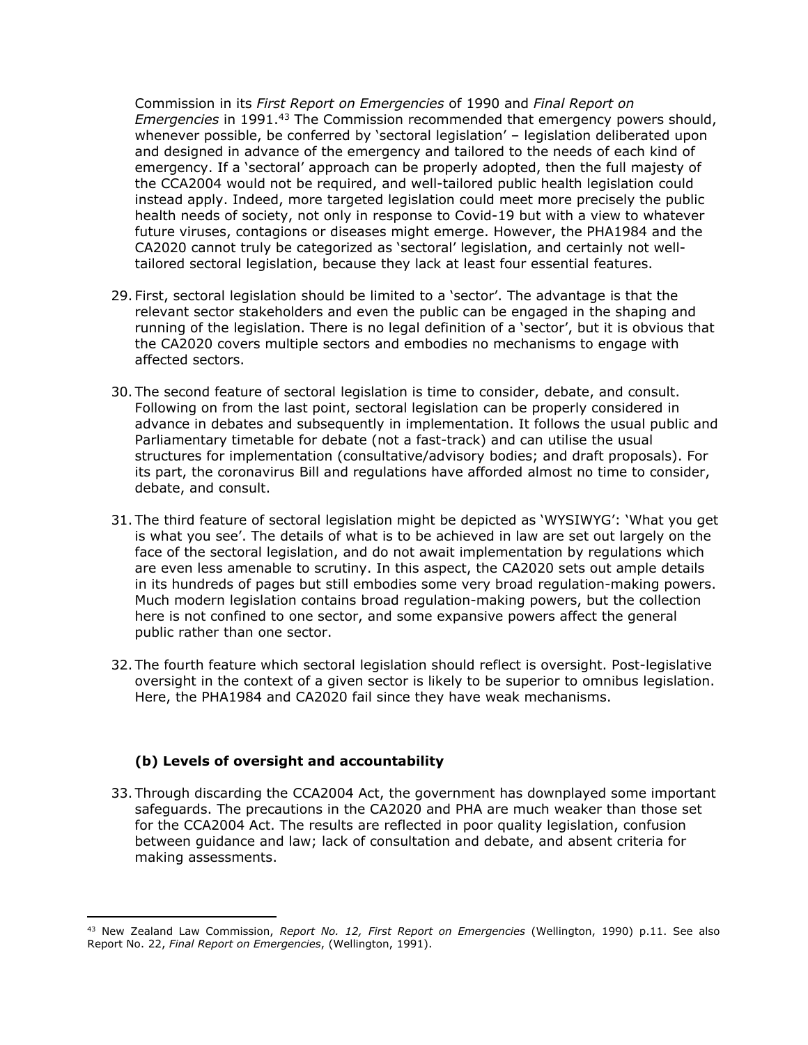Commission in its *First Report on Emergencies* of 1990 and *Final Report on Emergencies* in 1991.[43] The Commission recommended that emergency powers should, whenever possible, be conferred by 'sectoral legislation' – legislation deliberated upon and designed in advance of the emergency and tailored to the needs of each kind of emergency. If a 'sectoral' approach can be properly adopted, then the full majesty of the CCA2004 would not be required, and well-tailored public health legislation could instead apply. Indeed, more targeted legislation could meet more precisely the public health needs of society, not only in response to Covid-19 but with a view to whatever future viruses, contagions or diseases might emerge. However, the PHA1984 and the CA2020 cannot truly be categorized as 'sectoral' legislation, and certainly not well-tailored sectoral legislation, because they lack at least four essential features.

29. First, sectoral legislation should be limited to a 'sector'. The advantage is that the relevant sector stakeholders and even the public can be engaged in the shaping and running of the legislation. There is no legal definition of a 'sector', but it is obvious that the CA2020 covers multiple sectors and embodies no mechanisms to engage with affected sectors.

30. The second feature of sectoral legislation is time to consider, debate, and consult. Following on from the last point, sectoral legislation can be properly considered in advance in debates and subsequently in implementation. It follows the usual public and Parliamentary timetable for debate (not a fast-track) and can utilise the usual structures for implementation (consultative/advisory bodies; and draft proposals). For its part, the coronavirus Bill and regulations have afforded almost no time to consider, debate, and consult.

31. The third feature of sectoral legislation might be depicted as 'WYSIWYG': 'What you get is what you see'. The details of what is to be achieved in law are set out largely on the face of the sectoral legislation, and do not await implementation by regulations which are even less amenable to scrutiny. In this aspect, the CA2020 sets out ample details in its hundreds of pages but still embodies some very broad regulation-making powers. Much modern legislation contains broad regulation-making powers, but the collection here is not confined to one sector, and some expansive powers affect the general public rather than one sector.

32. The fourth feature which sectoral legislation should reflect is oversight. Post-legislative oversight in the context of a given sector is likely to be superior to omnibus legislation. Here, the PHA1984 and CA2020 fail since they have weak mechanisms.

### (b) Levels of oversight and accountability

33. Through discarding the CCA2004 Act, the government has downplayed some important safeguards. The precautions in the CA2020 and PHA are much weaker than those set for the CCA2004 Act. The results are reflected in poor quality legislation, confusion between guidance and law; lack of consultation and debate, and absent criteria for making assessments.

---

[43] New Zealand Law Commission, *Report No. 12, First Report on Emergencies* (Wellington, 1990) p.11. See also Report No. 22, *Final Report on Emergencies*, (Wellington, 1991).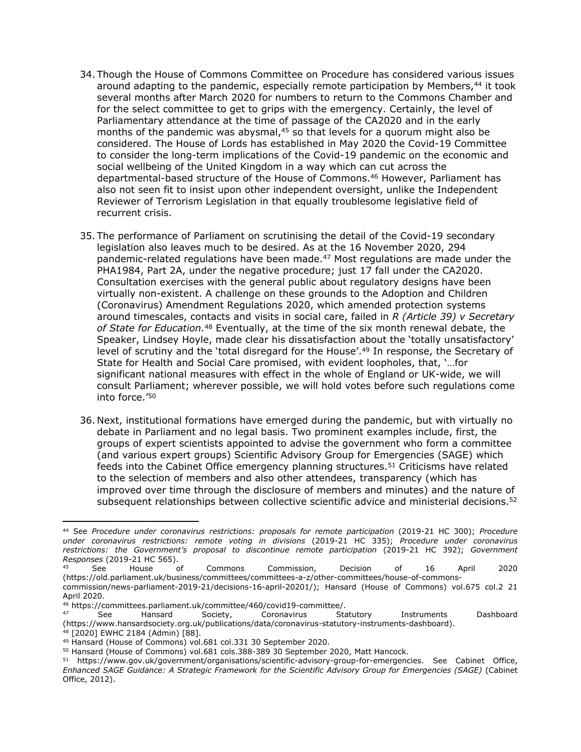34. Though the House of Commons Committee on Procedure has considered various issues around adapting to the pandemic, especially remote participation by Members,[44] it took several months after March 2020 for numbers to return to the Commons Chamber and for the select committee to get to grips with the emergency. Certainly, the level of Parliamentary attendance at the time of passage of the CA2020 and in the early months of the pandemic was abysmal,[45] so that levels for a quorum might also be considered. The House of Lords has established in May 2020 the Covid-19 Committee to consider the long-term implications of the Covid-19 pandemic on the economic and social wellbeing of the United Kingdom in a way which can cut across the departmental-based structure of the House of Commons.[46] However, Parliament has also not seen fit to insist upon other independent oversight, unlike the Independent Reviewer of Terrorism Legislation in that equally troublesome legislative field of recurrent crisis.

35. The performance of Parliament on scrutinising the detail of the Covid-19 secondary legislation also leaves much to be desired. As at the 16 November 2020, 294 pandemic-related regulations have been made.[47] Most regulations are made under the PHA1984, Part 2A, under the negative procedure; just 17 fall under the CA2020. Consultation exercises with the general public about regulatory designs have been virtually non-existent. A challenge on these grounds to the Adoption and Children (Coronavirus) Amendment Regulations 2020, which amended protection systems around timescales, contacts and visits in social care, failed in *R (Article 39) v Secretary of State for Education.*[48] Eventually, at the time of the six month renewal debate, the Speaker, Lindsey Hoyle, made clear his dissatisfaction about the 'totally unsatisfactory' level of scrutiny and the 'total disregard for the House'.[49] In response, the Secretary of State for Health and Social Care promised, with evident loopholes, that, '…for significant national measures with effect in the whole of England or UK-wide, we will consult Parliament; wherever possible, we will hold votes before such regulations come into force.'[50]

36. Next, institutional formations have emerged during the pandemic, but with virtually no debate in Parliament and no legal basis. Two prominent examples include, first, the groups of expert scientists appointed to advise the government who form a committee (and various expert groups) Scientific Advisory Group for Emergencies (SAGE) which feeds into the Cabinet Office emergency planning structures.[51] Criticisms have related to the selection of members and also other attendees, transparency (which has improved over time through the disclosure of members and minutes) and the nature of subsequent relationships between collective scientific advice and ministerial decisions.[52]

---

[44] See *Procedure under coronavirus restrictions: proposals for remote participation* (2019-21 HC 300); *Procedure under coronavirus restrictions: remote voting in divisions* (2019-21 HC 335); *Procedure under coronavirus restrictions: the Government's proposal to discontinue remote participation* (2019-21 HC 392); *Government Responses* (2019-21 HC 565).

[45] See House of Commons Commission, Decision of 16 April 2020 (https://old.parliament.uk/business/committees/committees-a-z/other-committees/house-of-commons-commission/news-parliament-2019-21/decisions-16-april-20201/); Hansard (House of Commons) vol.675 col.2 21 April 2020.

[46] https://committees.parliament.uk/committee/460/covid19-committee/.

[47] See Hansard Society, Coronavirus Statutory Instruments Dashboard (https://www.hansardsociety.org.uk/publications/data/coronavirus-statutory-instruments-dashboard).

[48] [2020] EWHC 2184 (Admin) [88].

[49] Hansard (House of Commons) vol.681 col.331 30 September 2020.

[50] Hansard (House of Commons) vol.681 cols.388-389 30 September 2020, Matt Hancock.

[51] https://www.gov.uk/government/organisations/scientific-advisory-group-for-emergencies. See Cabinet Office, *Enhanced SAGE Guidance: A Strategic Framework for the Scientific Advisory Group for Emergencies (SAGE)* (Cabinet Office, 2012).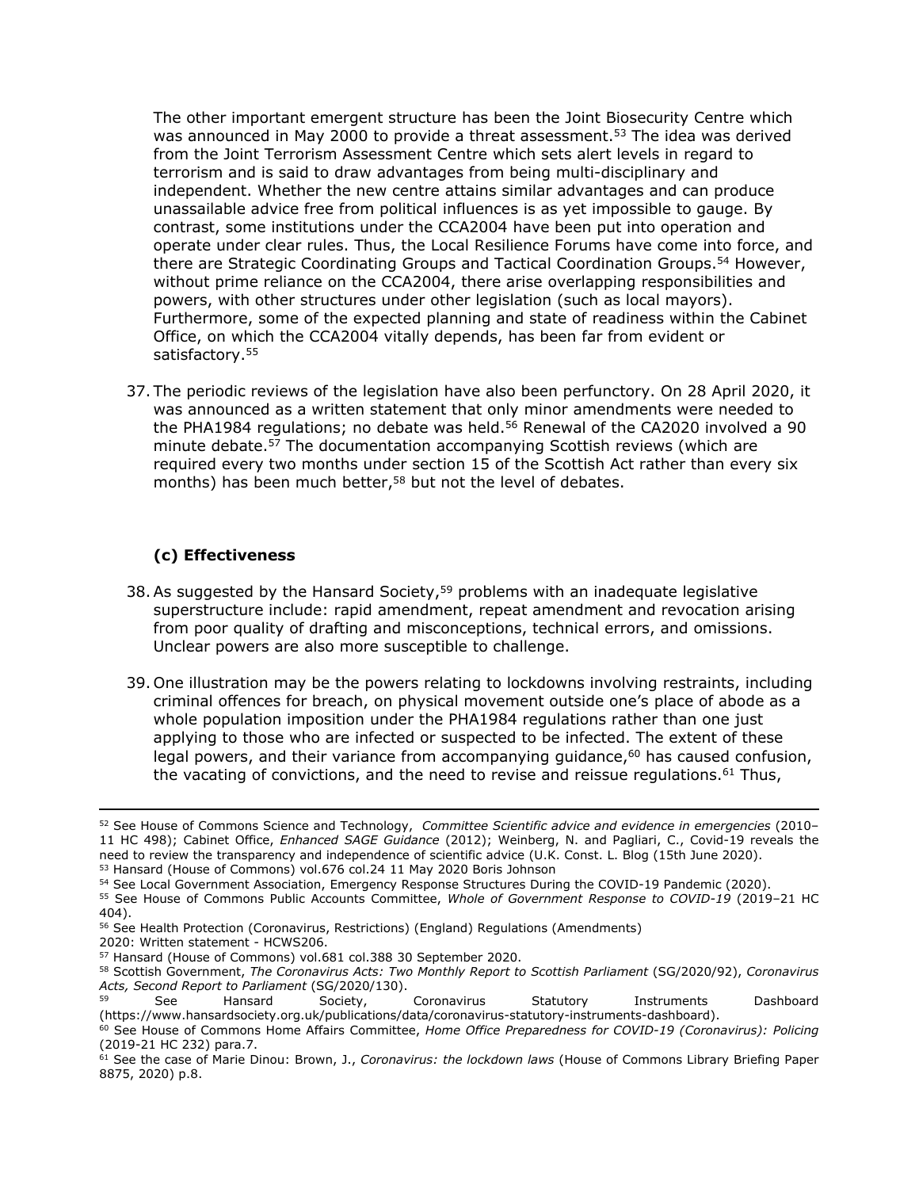The other important emergent structure has been the Joint Biosecurity Centre which was announced in May 2000 to provide a threat assessment.[53] The idea was derived from the Joint Terrorism Assessment Centre which sets alert levels in regard to terrorism and is said to draw advantages from being multi-disciplinary and independent. Whether the new centre attains similar advantages and can produce unassailable advice free from political influences is as yet impossible to gauge. By contrast, some institutions under the CCA2004 have been put into operation and operate under clear rules. Thus, the Local Resilience Forums have come into force, and there are Strategic Coordinating Groups and Tactical Coordination Groups.[54] However, without prime reliance on the CCA2004, there arise overlapping responsibilities and powers, with other structures under other legislation (such as local mayors). Furthermore, some of the expected planning and state of readiness within the Cabinet Office, on which the CCA2004 vitally depends, has been far from evident or satisfactory.[55]

37. The periodic reviews of the legislation have also been perfunctory. On 28 April 2020, it was announced as a written statement that only minor amendments were needed to the PHA1984 regulations; no debate was held.[56] Renewal of the CA2020 involved a 90 minute debate.[57] The documentation accompanying Scottish reviews (which are required every two months under section 15 of the Scottish Act rather than every six months) has been much better,[58] but not the level of debates.

### (c) Effectiveness

38. As suggested by the Hansard Society,[59] problems with an inadequate legislative superstructure include: rapid amendment, repeat amendment and revocation arising from poor quality of drafting and misconceptions, technical errors, and omissions. Unclear powers are also more susceptible to challenge.

39. One illustration may be the powers relating to lockdowns involving restraints, including criminal offences for breach, on physical movement outside one's place of abode as a whole population imposition under the PHA1984 regulations rather than one just applying to those who are infected or suspected to be infected. The extent of these legal powers, and their variance from accompanying guidance,[60] has caused confusion, the vacating of convictions, and the need to revise and reissue regulations.[61] Thus,

---

[52] See House of Commons Science and Technology, *Committee Scientific advice and evidence in emergencies* (2010–11 HC 498); Cabinet Office, *Enhanced SAGE Guidance* (2012); Weinberg, N. and Pagliari, C., Covid-19 reveals the need to review the transparency and independence of scientific advice (U.K. Const. L. Blog (15th June 2020).

[53] Hansard (House of Commons) vol.676 col.24 11 May 2020 Boris Johnson

[54] See Local Government Association, Emergency Response Structures During the COVID-19 Pandemic (2020).

[55] See House of Commons Public Accounts Committee, *Whole of Government Response to COVID-19* (2019–21 HC 404).

[56] See Health Protection (Coronavirus, Restrictions) (England) Regulations (Amendments) 2020: Written statement - HCWS206.

[57] Hansard (House of Commons) vol.681 col.388 30 September 2020.

[58] Scottish Government, *The Coronavirus Acts: Two Monthly Report to Scottish Parliament* (SG/2020/92), *Coronavirus Acts, Second Report to Parliament* (SG/2020/130).

[59] See Hansard Society, Coronavirus Statutory Instruments Dashboard (https://www.hansardsociety.org.uk/publications/data/coronavirus-statutory-instruments-dashboard).

[60] See House of Commons Home Affairs Committee, *Home Office Preparedness for COVID-19 (Coronavirus): Policing* (2019-21 HC 232) para.7.

[61] See the case of Marie Dinou: Brown, J., *Coronavirus: the lockdown laws* (House of Commons Library Briefing Paper 8875, 2020) p.8.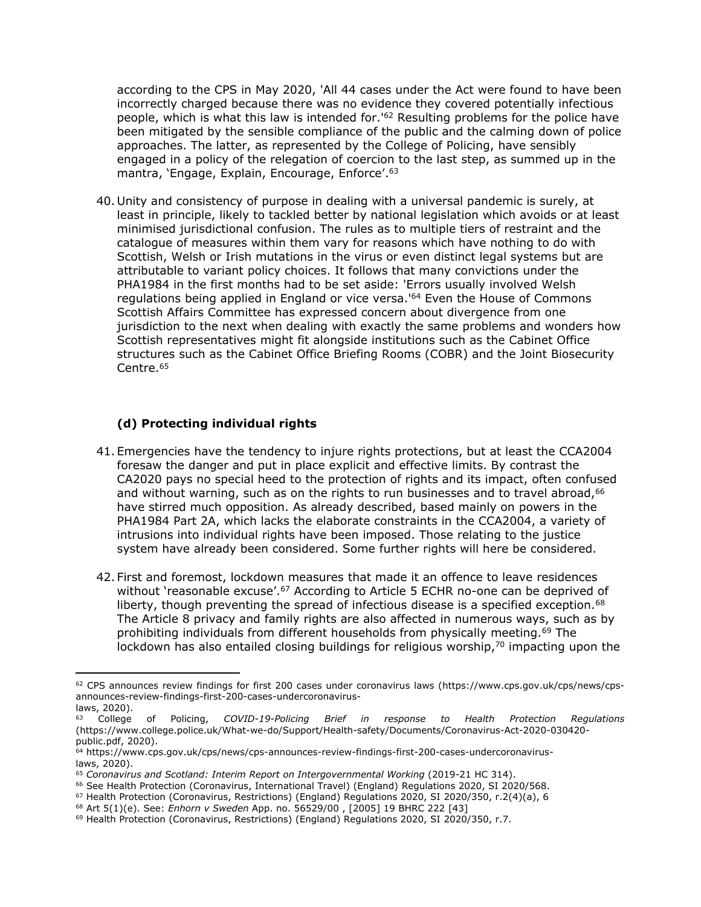according to the CPS in May 2020, 'All 44 cases under the Act were found to have been incorrectly charged because there was no evidence they covered potentially infectious people, which is what this law is intended for.'[62] Resulting problems for the police have been mitigated by the sensible compliance of the public and the calming down of police approaches. The latter, as represented by the College of Policing, have sensibly engaged in a policy of the relegation of coercion to the last step, as summed up in the mantra, 'Engage, Explain, Encourage, Enforce'.[63]

40. Unity and consistency of purpose in dealing with a universal pandemic is surely, at least in principle, likely to tackled better by national legislation which avoids or at least minimised jurisdictional confusion. The rules as to multiple tiers of restraint and the catalogue of measures within them vary for reasons which have nothing to do with Scottish, Welsh or Irish mutations in the virus or even distinct legal systems but are attributable to variant policy choices. It follows that many convictions under the PHA1984 in the first months had to be set aside: 'Errors usually involved Welsh regulations being applied in England or vice versa.'[64] Even the House of Commons Scottish Affairs Committee has expressed concern about divergence from one jurisdiction to the next when dealing with exactly the same problems and wonders how Scottish representatives might fit alongside institutions such as the Cabinet Office structures such as the Cabinet Office Briefing Rooms (COBR) and the Joint Biosecurity Centre.[65]

### (d) Protecting individual rights

41. Emergencies have the tendency to injure rights protections, but at least the CCA2004 foresaw the danger and put in place explicit and effective limits. By contrast the CA2020 pays no special heed to the protection of rights and its impact, often confused and without warning, such as on the rights to run businesses and to travel abroad,[66] have stirred much opposition. As already described, based mainly on powers in the PHA1984 Part 2A, which lacks the elaborate constraints in the CCA2004, a variety of intrusions into individual rights have been imposed. Those relating to the justice system have already been considered. Some further rights will here be considered.

42. First and foremost, lockdown measures that made it an offence to leave residences without 'reasonable excuse'.[67] According to Article 5 ECHR no-one can be deprived of liberty, though preventing the spread of infectious disease is a specified exception.[68] The Article 8 privacy and family rights are also affected in numerous ways, such as by prohibiting individuals from different households from physically meeting.[69] The lockdown has also entailed closing buildings for religious worship,[70] impacting upon the

---

[62] CPS announces review findings for first 200 cases under coronavirus laws (https://www.cps.gov.uk/cps/news/cps-announces-review-findings-first-200-cases-undercoronavirus-laws, 2020).

[63] College of Policing, *COVID-19-Policing Brief in response to Health Protection Regulations* (https://www.college.police.uk/What-we-do/Support/Health-safety/Documents/Coronavirus-Act-2020-030420-public.pdf, 2020).

[64] https://www.cps.gov.uk/cps/news/cps-announces-review-findings-first-200-cases-undercoronavirus-laws, 2020).

[65] *Coronavirus and Scotland: Interim Report on Intergovernmental Working* (2019-21 HC 314).

[66] See Health Protection (Coronavirus, International Travel) (England) Regulations 2020, SI 2020/568.

[67] Health Protection (Coronavirus, Restrictions) (England) Regulations 2020, SI 2020/350, r.2(4)(a), 6

[68] Art 5(1)(e). See: *Enhorn v Sweden* App. no. 56529/00 , [2005] 19 BHRC 222 [43]

[69] Health Protection (Coronavirus, Restrictions) (England) Regulations 2020, SI 2020/350, r.7.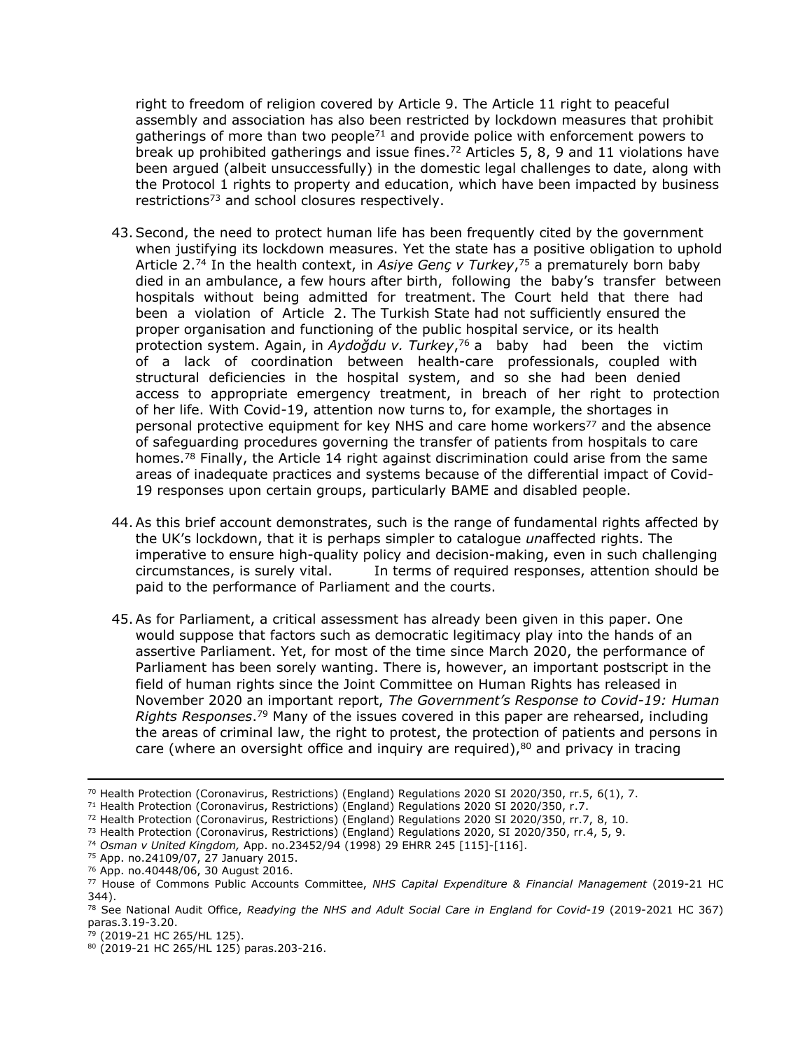right to freedom of religion covered by Article 9. The Article 11 right to peaceful assembly and association has also been restricted by lockdown measures that prohibit gatherings of more than two people[71] and provide police with enforcement powers to break up prohibited gatherings and issue fines.[72] Articles 5, 8, 9 and 11 violations have been argued (albeit unsuccessfully) in the domestic legal challenges to date, along with the Protocol 1 rights to property and education, which have been impacted by business restrictions[73] and school closures respectively.

43. Second, the need to protect human life has been frequently cited by the government when justifying its lockdown measures. Yet the state has a positive obligation to uphold Article 2.[74] In the health context, in *Asiye Genç v Turkey*,[75] a prematurely born baby died in an ambulance, a few hours after birth, following the baby's transfer between hospitals without being admitted for treatment. The Court held that there had been a violation of Article 2. The Turkish State had not sufficiently ensured the proper organisation and functioning of the public hospital service, or its health protection system. Again, in *Aydoğdu v. Turkey*,[76] a baby had been the victim of a lack of coordination between health-care professionals, coupled with structural deficiencies in the hospital system, and so she had been denied access to appropriate emergency treatment, in breach of her right to protection of her life. With Covid-19, attention now turns to, for example, the shortages in personal protective equipment for key NHS and care home workers[77] and the absence of safeguarding procedures governing the transfer of patients from hospitals to care homes.[78] Finally, the Article 14 right against discrimination could arise from the same areas of inadequate practices and systems because of the differential impact of Covid-19 responses upon certain groups, particularly BAME and disabled people.

44. As this brief account demonstrates, such is the range of fundamental rights affected by the UK's lockdown, that it is perhaps simpler to catalogue *un*affected rights. The imperative to ensure high-quality policy and decision-making, even in such challenging circumstances, is surely vital. In terms of required responses, attention should be paid to the performance of Parliament and the courts.

45. As for Parliament, a critical assessment has already been given in this paper. One would suppose that factors such as democratic legitimacy play into the hands of an assertive Parliament. Yet, for most of the time since March 2020, the performance of Parliament has been sorely wanting. There is, however, an important postscript in the field of human rights since the Joint Committee on Human Rights has released in November 2020 an important report, *The Government's Response to Covid-19: Human Rights Responses*.[79] Many of the issues covered in this paper are rehearsed, including the areas of criminal law, the right to protest, the protection of patients and persons in care (where an oversight office and inquiry are required),[80] and privacy in tracing

---

[70] Health Protection (Coronavirus, Restrictions) (England) Regulations 2020 SI 2020/350, rr.5, 6(1), 7.

[71] Health Protection (Coronavirus, Restrictions) (England) Regulations 2020 SI 2020/350, r.7.

[72] Health Protection (Coronavirus, Restrictions) (England) Regulations 2020 SI 2020/350, rr.7, 8, 10.

[73] Health Protection (Coronavirus, Restrictions) (England) Regulations 2020, SI 2020/350, rr.4, 5, 9.

[74] *Osman v United Kingdom,* App. no.23452/94 (1998) 29 EHRR 245 [115]-[116].

[75] App. no.24109/07, 27 January 2015.

[76] App. no.40448/06, 30 August 2016.

[77] House of Commons Public Accounts Committee, *NHS Capital Expenditure & Financial Management* (2019-21 HC 344).

[78] See National Audit Office, *Readying the NHS and Adult Social Care in England for Covid-19* (2019-2021 HC 367) paras.3.19-3.20.

[79] (2019-21 HC 265/HL 125).

[80] (2019-21 HC 265/HL 125) paras.203-216.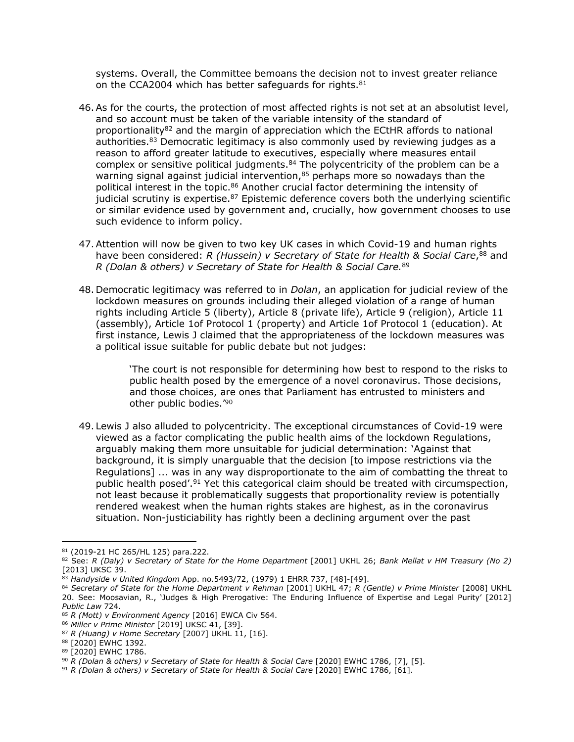systems. Overall, the Committee bemoans the decision not to invest greater reliance on the CCA2004 which has better safeguards for rights.[81]

46. As for the courts, the protection of most affected rights is not set at an absolutist level, and so account must be taken of the variable intensity of the standard of proportionality[82] and the margin of appreciation which the ECtHR affords to national authorities.[83] Democratic legitimacy is also commonly used by reviewing judges as a reason to afford greater latitude to executives, especially where measures entail complex or sensitive political judgments.[84] The polycentricity of the problem can be a warning signal against judicial intervention,[85] perhaps more so nowadays than the political interest in the topic.[86] Another crucial factor determining the intensity of judicial scrutiny is expertise.[87] Epistemic deference covers both the underlying scientific or similar evidence used by government and, crucially, how government chooses to use such evidence to inform policy.

47. Attention will now be given to two key UK cases in which Covid-19 and human rights have been considered: *R (Hussein) v Secretary of State for Health & Social Care*,[88] and *R (Dolan & others) v Secretary of State for Health & Social Care.*[89]

48. Democratic legitimacy was referred to in *Dolan*, an application for judicial review of the lockdown measures on grounds including their alleged violation of a range of human rights including Article 5 (liberty), Article 8 (private life), Article 9 (religion), Article 11 (assembly), Article 1of Protocol 1 (property) and Article 1of Protocol 1 (education). At first instance, Lewis J claimed that the appropriateness of the lockdown measures was a political issue suitable for public debate but not judges:

> 'The court is not responsible for determining how best to respond to the risks to public health posed by the emergence of a novel coronavirus. Those decisions, and those choices, are ones that Parliament has entrusted to ministers and other public bodies.'[90]

49. Lewis J also alluded to polycentricity. The exceptional circumstances of Covid-19 were viewed as a factor complicating the public health aims of the lockdown Regulations, arguably making them more unsuitable for judicial determination: 'Against that background, it is simply unarguable that the decision [to impose restrictions via the Regulations] ... was in any way disproportionate to the aim of combatting the threat to public health posed'.[91] Yet this categorical claim should be treated with circumspection, not least because it problematically suggests that proportionality review is potentially rendered weakest when the human rights stakes are highest, as in the coronavirus situation. Non-justiciability has rightly been a declining argument over the past

---

[81] (2019-21 HC 265/HL 125) para.222.

[82] See: *R (Daly) v Secretary of State for the Home Department* [2001] UKHL 26; *Bank Mellat v HM Treasury (No 2)* [2013] UKSC 39.

[83] *Handyside v United Kingdom* App. no.5493/72, (1979) 1 EHRR 737, [48]-[49].

[84] *Secretary of State for the Home Department v Rehman* [2001] UKHL 47; *R (Gentle) v Prime Minister* [2008] UKHL 20. See: Moosavian, R., 'Judges & High Prerogative: The Enduring Influence of Expertise and Legal Purity' [2012] *Public Law* 724.

[85] *R (Mott) v Environment Agency* [2016] EWCA Civ 564.

[86] *Miller v Prime Minister* [2019] UKSC 41, [39].

[87] *R (Huang) v Home Secretary* [2007] UKHL 11, [16].

[88] [2020] EWHC 1392.

[89] [2020] EWHC 1786.

[90] *R (Dolan & others) v Secretary of State for Health & Social Care* [2020] EWHC 1786, [7], [5].

[91] *R (Dolan & others) v Secretary of State for Health & Social Care* [2020] EWHC 1786, [61].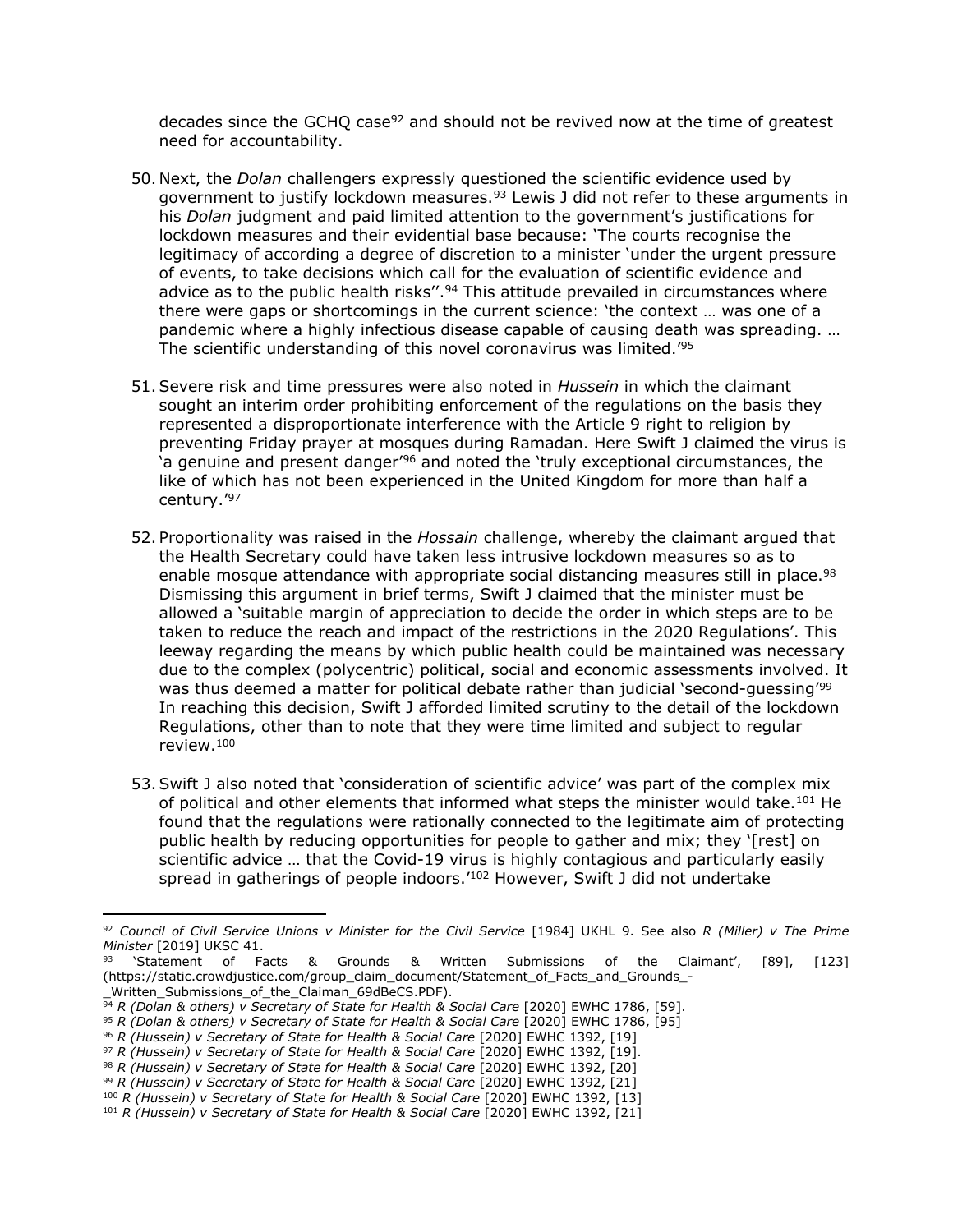decades since the GCHQ case[92] and should not be revived now at the time of greatest need for accountability.

50. Next, the *Dolan* challengers expressly questioned the scientific evidence used by government to justify lockdown measures.[93] Lewis J did not refer to these arguments in his *Dolan* judgment and paid limited attention to the government's justifications for lockdown measures and their evidential base because: 'The courts recognise the legitimacy of according a degree of discretion to a minister 'under the urgent pressure of events, to take decisions which call for the evaluation of scientific evidence and advice as to the public health risks''.[94] This attitude prevailed in circumstances where there were gaps or shortcomings in the current science: 'the context … was one of a pandemic where a highly infectious disease capable of causing death was spreading. … The scientific understanding of this novel coronavirus was limited.'[95]

51. Severe risk and time pressures were also noted in *Hussein* in which the claimant sought an interim order prohibiting enforcement of the regulations on the basis they represented a disproportionate interference with the Article 9 right to religion by preventing Friday prayer at mosques during Ramadan. Here Swift J claimed the virus is 'a genuine and present danger'[96] and noted the 'truly exceptional circumstances, the like of which has not been experienced in the United Kingdom for more than half a century.'[97]

52. Proportionality was raised in the *Hossain* challenge, whereby the claimant argued that the Health Secretary could have taken less intrusive lockdown measures so as to enable mosque attendance with appropriate social distancing measures still in place.[98] Dismissing this argument in brief terms, Swift J claimed that the minister must be allowed a 'suitable margin of appreciation to decide the order in which steps are to be taken to reduce the reach and impact of the restrictions in the 2020 Regulations'. This leeway regarding the means by which public health could be maintained was necessary due to the complex (polycentric) political, social and economic assessments involved. It was thus deemed a matter for political debate rather than judicial 'second-guessing'[99] In reaching this decision, Swift J afforded limited scrutiny to the detail of the lockdown Regulations, other than to note that they were time limited and subject to regular review.[100]

53. Swift J also noted that 'consideration of scientific advice' was part of the complex mix of political and other elements that informed what steps the minister would take.[101] He found that the regulations were rationally connected to the legitimate aim of protecting public health by reducing opportunities for people to gather and mix; they '[rest] on scientific advice … that the Covid-19 virus is highly contagious and particularly easily spread in gatherings of people indoors.'[102] However, Swift J did not undertake

---

[92] *Council of Civil Service Unions v Minister for the Civil Service* [1984] UKHL 9. See also *R (Miller) v The Prime Minister* [2019] UKSC 41.

[93] 'Statement of Facts & Grounds & Written Submissions of the Claimant', [89], [123] (https://static.crowdjustice.com/group_claim_document/Statement_of_Facts_and_Grounds_-_Written_Submissions_of_the_Claiman_69dBeCS.PDF).

[94] *R (Dolan & others) v Secretary of State for Health & Social Care* [2020] EWHC 1786, [59].

[95] *R (Dolan & others) v Secretary of State for Health & Social Care* [2020] EWHC 1786, [95]

[96] *R (Hussein) v Secretary of State for Health & Social Care* [2020] EWHC 1392, [19]

[97] *R (Hussein) v Secretary of State for Health & Social Care* [2020] EWHC 1392, [19].

[98] *R (Hussein) v Secretary of State for Health & Social Care* [2020] EWHC 1392, [20]

[99] *R (Hussein) v Secretary of State for Health & Social Care* [2020] EWHC 1392, [21]

[100] *R (Hussein) v Secretary of State for Health & Social Care* [2020] EWHC 1392, [13]

[101] *R (Hussein) v Secretary of State for Health & Social Care* [2020] EWHC 1392, [21]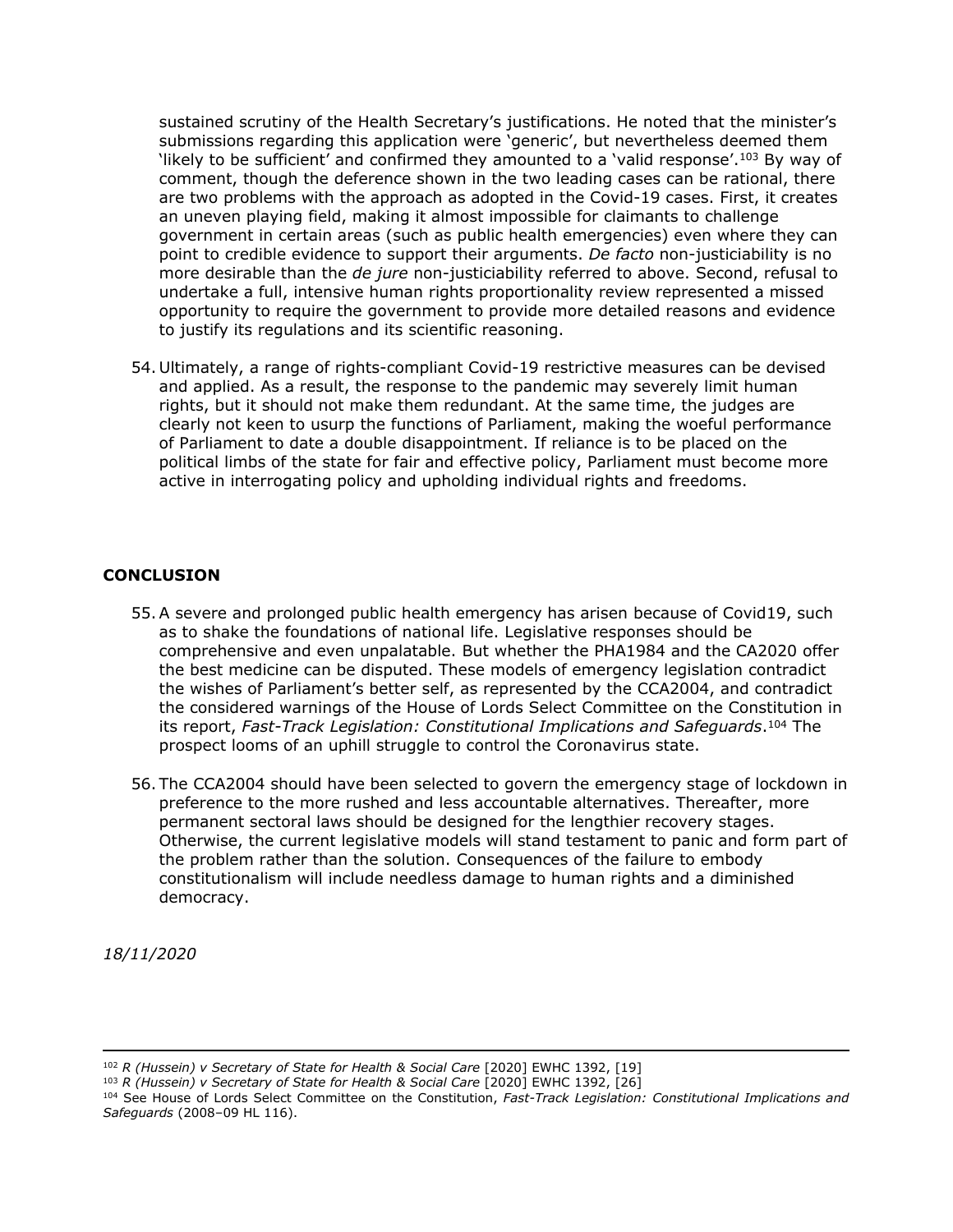sustained scrutiny of the Health Secretary's justifications. He noted that the minister's submissions regarding this application were 'generic', but nevertheless deemed them 'likely to be sufficient' and confirmed they amounted to a 'valid response'.[103] By way of comment, though the deference shown in the two leading cases can be rational, there are two problems with the approach as adopted in the Covid-19 cases. First, it creates an uneven playing field, making it almost impossible for claimants to challenge government in certain areas (such as public health emergencies) even where they can point to credible evidence to support their arguments. *De facto* non-justiciability is no more desirable than the *de jure* non-justiciability referred to above. Second, refusal to undertake a full, intensive human rights proportionality review represented a missed opportunity to require the government to provide more detailed reasons and evidence to justify its regulations and its scientific reasoning.

54. Ultimately, a range of rights-compliant Covid-19 restrictive measures can be devised and applied. As a result, the response to the pandemic may severely limit human rights, but it should not make them redundant. At the same time, the judges are clearly not keen to usurp the functions of Parliament, making the woeful performance of Parliament to date a double disappointment. If reliance is to be placed on the political limbs of the state for fair and effective policy, Parliament must become more active in interrogating policy and upholding individual rights and freedoms.

## CONCLUSION

55. A severe and prolonged public health emergency has arisen because of Covid19, such as to shake the foundations of national life. Legislative responses should be comprehensive and even unpalatable. But whether the PHA1984 and the CA2020 offer the best medicine can be disputed. These models of emergency legislation contradict the wishes of Parliament's better self, as represented by the CCA2004, and contradict the considered warnings of the House of Lords Select Committee on the Constitution in its report, *Fast-Track Legislation: Constitutional Implications and Safeguards*.[104] The prospect looms of an uphill struggle to control the Coronavirus state.

56. The CCA2004 should have been selected to govern the emergency stage of lockdown in preference to the more rushed and less accountable alternatives. Thereafter, more permanent sectoral laws should be designed for the lengthier recovery stages. Otherwise, the current legislative models will stand testament to panic and form part of the problem rather than the solution. Consequences of the failure to embody constitutionalism will include needless damage to human rights and a diminished democracy.

*18/11/2020*

---

[102] *R (Hussein) v Secretary of State for Health & Social Care* [2020] EWHC 1392, [19]

[103] *R (Hussein) v Secretary of State for Health & Social Care* [2020] EWHC 1392, [26]

[104] See House of Lords Select Committee on the Constitution, *Fast-Track Legislation: Constitutional Implications and Safeguards* (2008–09 HL 116).